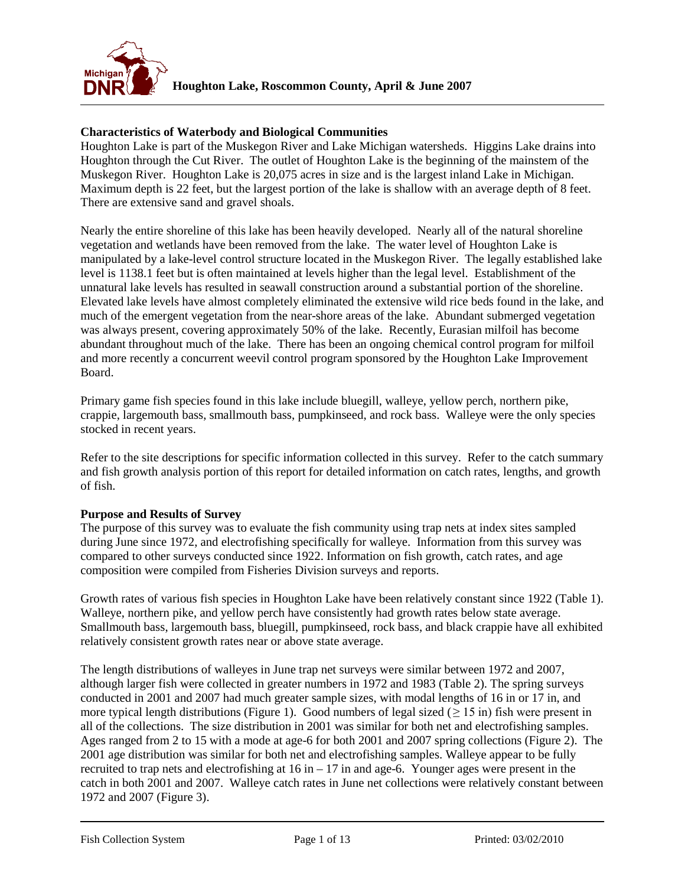**Houghton Lake, Roscommon County, April & June 2007**

**Characteristics of Waterbody and Biological Communities**

Houghton Lake is part of the Muskegon River and Lake Michigan watersheds. Higgins Lake drains into Houghton through the Cut River. The outlet of Houghton Lake is the beginning of the mainstem of the Muskegon River. Houghton Lake is 20,075 acres in size and is the largest inland Lake in Michigan. Maximum depth is 22 feet, but the largest portion of the lake is shallow with an average depth of 8 feet. There are extensive sand and gravel shoals.

Nearly the entire shoreline of this lake has been heavily developed. Nearly all of the natural shoreline vegetation and wetlands have been removed from the lake. The water level of Houghton Lake is manipulated by a lake-level control structure located in the Muskegon River. The legally established lake level is 1138.1 feet but is often maintained at levels higher than the legal level. Establishment of the unnatural lake levels has resulted in seawall construction around a substantial portion of the shoreline. Elevated lake levels have almost completely eliminated the extensive wild rice beds found in the lake, and much of the emergent vegetation from the near-shore areas of the lake. Abundant submerged vegetation was always present, covering approximately 50% of the lake. Recently, Eurasian milfoil has become abundant throughout much of the lake. There has been an ongoing chemical control program for milfoil and more recently a concurrent weevil control program sponsored by the Houghton Lake Improvement Board.

Primary game fish species found in this lake include bluegill, walleye, yellow perch, northern pike, crappie, largemouth bass, smallmouth bass, pumpkinseed, and rock bass. Walleye were the only species stocked in recent years.

Refer to the site descriptions for specific information collected in this survey. Refer to the catch summary and fish growth analysis portion of this report for detailed information on catch rates, lengths, and growth of fish.

**Purpose and Results of Survey**

The purpose of this survey was to evaluate the fish community using trap nets at index sites sampled during June since 1972, and electrofishing specifically for walleye. Information from this survey was compared to other surveys conducted since 1922. Information on fish growth, catch rates, and age composition were compiled from Fisheries Division surveys and reports.

Growth rates of various fish species in Houghton Lake have been relatively constant since 1922 (Table 1). Walleye, northern pike, and yellow perch have consistently had growth rates below state average. Smallmouth bass, largemouth bass, bluegill, pumpkinseed, rock bass, and black crappie have all exhibited relatively consistent growth rates near or above state average.

The length distributions of walleyes in June trap net surveys were similar between 1972 and 2007, although larger fish were collected in greater numbers in 1972 and 1983 (Table 2). The spring surveys conducted in 2001 and 2007 had much greater sample sizes, with modal lengths of 16 in or 17 in, and more typical length distributions (Figure 1). Good numbers of legal sized ($\geq$ 15 in) fish were present in all of the collections. The size distribution in 2001 was similar for both net and electrofishing samples. Ages ranged from 2 to 15 with a mode at age-6 for both 2001 and 2007 spring collections (Figure 2). The 2001 age distribution was similar for both net and electrofishing samples. Walleye appear to be fully recruited to trap nets and electrofishing at 16 in – 17 in and age-6. Younger ages were present in the catch in both 2001 and 2007. Walleye catch rates in June net collections were relatively constant between 1972 and 2007 (Figure 3).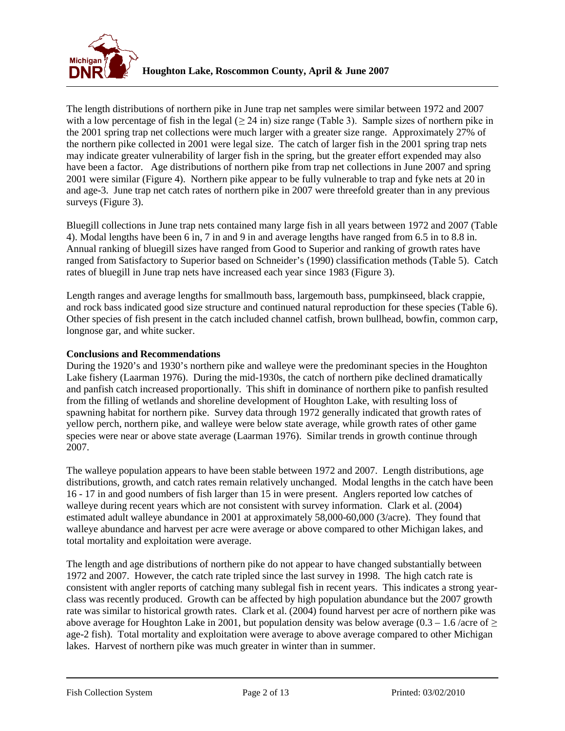The length distributions of northern pike in June trap net samples were similar between 1972 and 2007 with a low percentage of fish in the legal (≥ 24 in) size range (Table 3). Sample sizes of northern pike in the 2001 spring trap net collections were much larger with a greater size range. Approximately 27% of the northern pike collected in 2001 were legal size. The catch of larger fish in the 2001 spring trap nets may indicate greater vulnerability of larger fish in the spring, but the greater effort expended may also have been a factor. Age distributions of northern pike from trap net collections in June 2007 and spring 2001 were similar (Figure 4). Northern pike appear to be fully vulnerable to trap and fyke nets at 20 in and age-3. June trap net catch rates of northern pike in 2007 were threefold greater than in any previous surveys (Figure 3).

Bluegill collections in June trap nets contained many large fish in all years between 1972 and 2007 (Table 4). Modal lengths have been 6 in, 7 in and 9 in and average lengths have ranged from 6.5 in to 8.8 in. Annual ranking of bluegill sizes have ranged from Good to Superior and ranking of growth rates have ranged from Satisfactory to Superior based on Schneider's (1990) classification methods (Table 5). Catch rates of bluegill in June trap nets have increased each year since 1983 (Figure 3).

Length ranges and average lengths for smallmouth bass, largemouth bass, pumpkinseed, black crappie, and rock bass indicated good size structure and continued natural reproduction for these species (Table 6). Other species of fish present in the catch included channel catfish, brown bullhead, bowfin, common carp, longnose gar, and white sucker.

**Conclusions and Recommendations**

During the 1920's and 1930's northern pike and walleye were the predominant species in the Houghton Lake fishery (Laarman 1976). During the mid-1930s, the catch of northern pike declined dramatically and panfish catch increased proportionally. This shift in dominance of northern pike to panfish resulted from the filling of wetlands and shoreline development of Houghton Lake, with resulting loss of spawning habitat for northern pike. Survey data through 1972 generally indicated that growth rates of yellow perch, northern pike, and walleye were below state average, while growth rates of other game species were near or above state average (Laarman 1976). Similar trends in growth continue through 2007.

The walleye population appears to have been stable between 1972 and 2007. Length distributions, age distributions, growth, and catch rates remain relatively unchanged. Modal lengths in the catch have been 16 - 17 in and good numbers of fish larger than 15 in were present. Anglers reported low catches of walleye during recent years which are not consistent with survey information. Clark et al. (2004) estimated adult walleye abundance in 2001 at approximately 58,000-60,000 (3/acre). They found that walleye abundance and harvest per acre were average or above compared to other Michigan lakes, and total mortality and exploitation were average.

The length and age distributions of northern pike do not appear to have changed substantially between 1972 and 2007. However, the catch rate tripled since the last survey in 1998. The high catch rate is consistent with angler reports of catching many sublegal fish in recent years. This indicates a strong year-class was recently produced. Growth can be affected by high population abundance but the 2007 growth rate was similar to historical growth rates. Clark et al. (2004) found harvest per acre of northern pike was above average for Houghton Lake in 2001, but population density was below average (0.3 – 1.6 /acre of ≥ age-2 fish). Total mortality and exploitation were average to above average compared to other Michigan lakes. Harvest of northern pike was much greater in winter than in summer.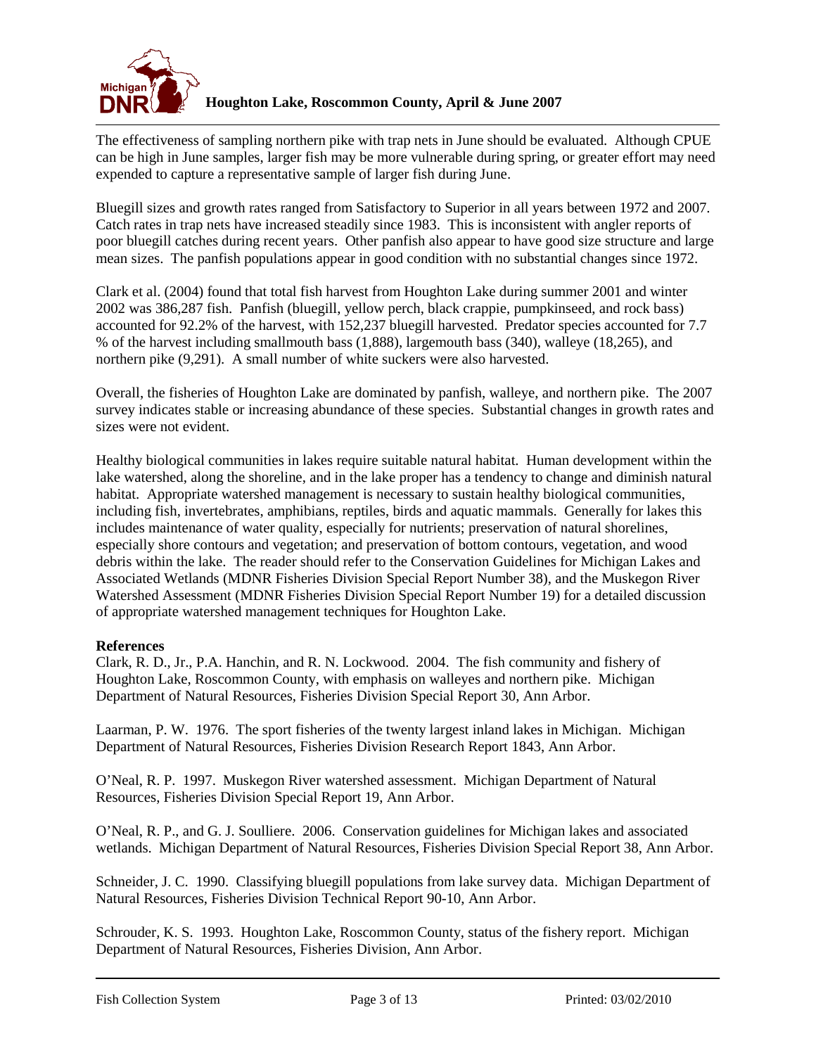The effectiveness of sampling northern pike with trap nets in June should be evaluated. Although CPUE can be high in June samples, larger fish may be more vulnerable during spring, or greater effort may need expended to capture a representative sample of larger fish during June.

Bluegill sizes and growth rates ranged from Satisfactory to Superior in all years between 1972 and 2007. Catch rates in trap nets have increased steadily since 1983. This is inconsistent with angler reports of poor bluegill catches during recent years. Other panfish also appear to have good size structure and large mean sizes. The panfish populations appear in good condition with no substantial changes since 1972.

Clark et al. (2004) found that total fish harvest from Houghton Lake during summer 2001 and winter 2002 was 386,287 fish. Panfish (bluegill, yellow perch, black crappie, pumpkinseed, and rock bass) accounted for 92.2% of the harvest, with 152,237 bluegill harvested. Predator species accounted for 7.7 % of the harvest including smallmouth bass (1,888), largemouth bass (340), walleye (18,265), and northern pike (9,291). A small number of white suckers were also harvested.

Overall, the fisheries of Houghton Lake are dominated by panfish, walleye, and northern pike. The 2007 survey indicates stable or increasing abundance of these species. Substantial changes in growth rates and sizes were not evident.

Healthy biological communities in lakes require suitable natural habitat. Human development within the lake watershed, along the shoreline, and in the lake proper has a tendency to change and diminish natural habitat. Appropriate watershed management is necessary to sustain healthy biological communities, including fish, invertebrates, amphibians, reptiles, birds and aquatic mammals. Generally for lakes this includes maintenance of water quality, especially for nutrients; preservation of natural shorelines, especially shore contours and vegetation; and preservation of bottom contours, vegetation, and wood debris within the lake. The reader should refer to the Conservation Guidelines for Michigan Lakes and Associated Wetlands (MDNR Fisheries Division Special Report Number 38), and the Muskegon River Watershed Assessment (MDNR Fisheries Division Special Report Number 19) for a detailed discussion of appropriate watershed management techniques for Houghton Lake.

**References**

Clark, R. D., Jr., P.A. Hanchin, and R. N. Lockwood. 2004. The fish community and fishery of Houghton Lake, Roscommon County, with emphasis on walleyes and northern pike. Michigan Department of Natural Resources, Fisheries Division Special Report 30, Ann Arbor.

Laarman, P. W. 1976. The sport fisheries of the twenty largest inland lakes in Michigan. Michigan Department of Natural Resources, Fisheries Division Research Report 1843, Ann Arbor.

O'Neal, R. P. 1997. Muskegon River watershed assessment. Michigan Department of Natural Resources, Fisheries Division Special Report 19, Ann Arbor.

O'Neal, R. P., and G. J. Soulliere. 2006. Conservation guidelines for Michigan lakes and associated wetlands. Michigan Department of Natural Resources, Fisheries Division Special Report 38, Ann Arbor.

Schneider, J. C. 1990. Classifying bluegill populations from lake survey data. Michigan Department of Natural Resources, Fisheries Division Technical Report 90-10, Ann Arbor.

Schrouder, K. S. 1993. Houghton Lake, Roscommon County, status of the fishery report. Michigan Department of Natural Resources, Fisheries Division, Ann Arbor.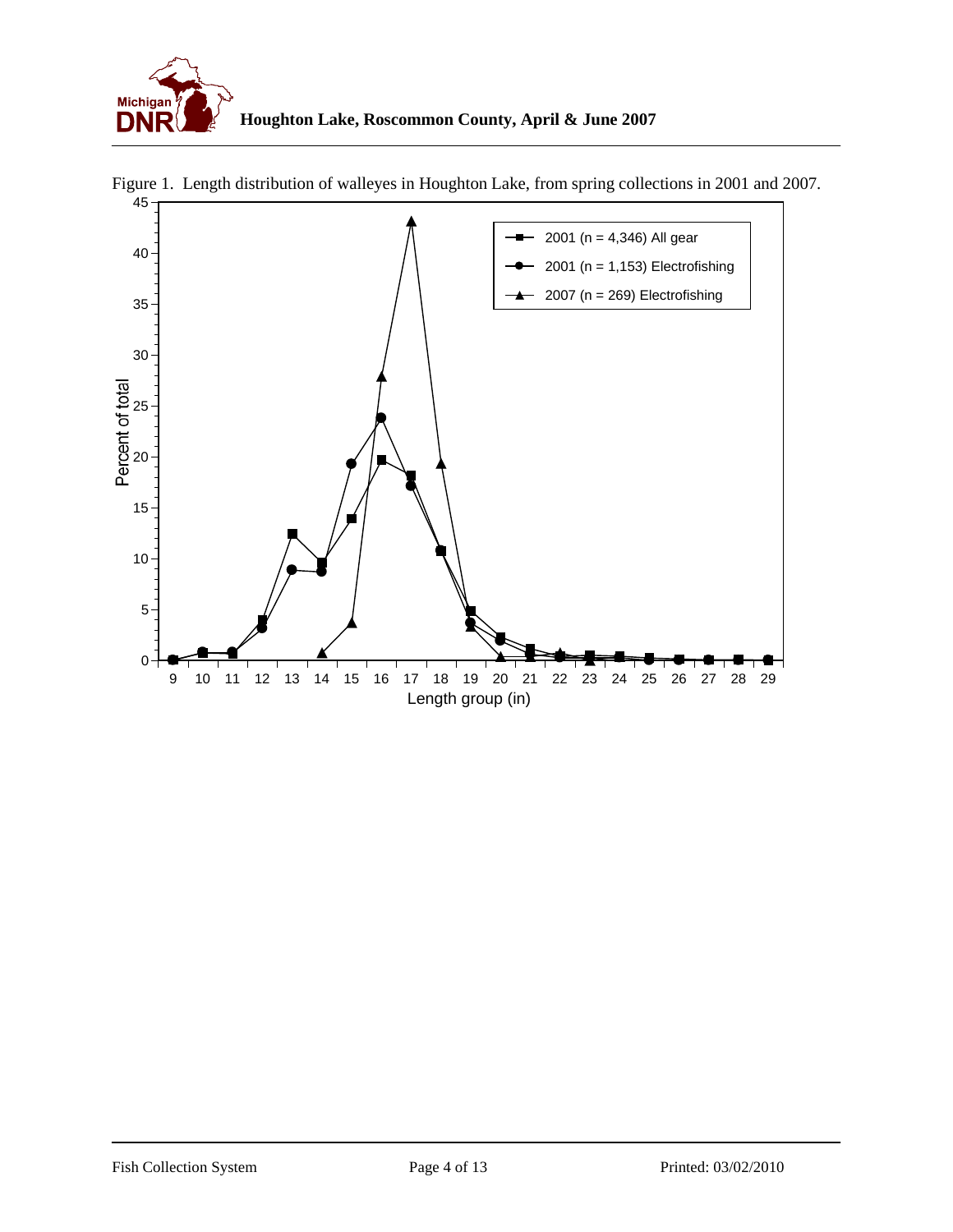Figure 1. Length distribution of walleyes in Houghton Lake, from spring collections in 2001 and 2007.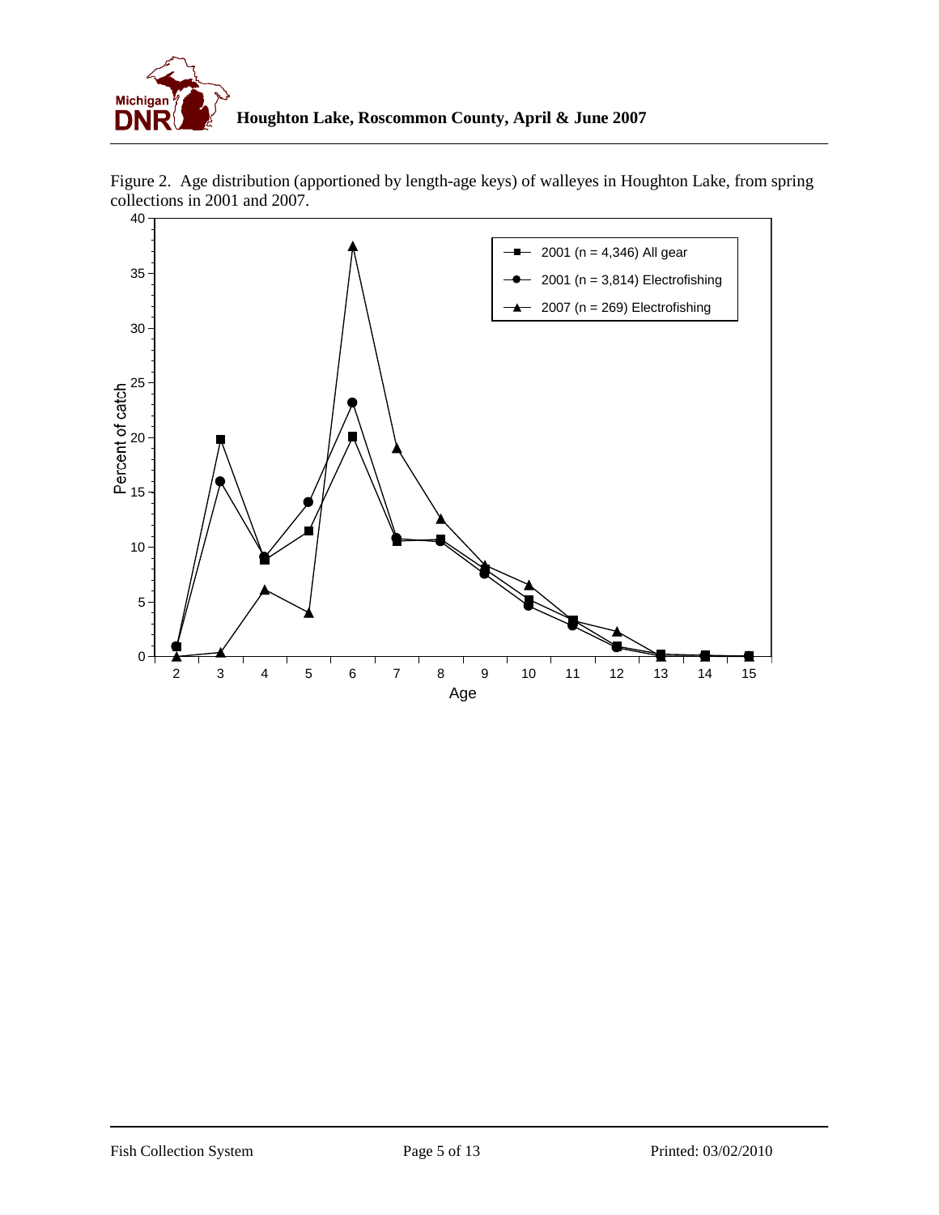Figure 2. Age distribution (apportioned by length-age keys) of walleyes in Houghton Lake, from spring collections in 2001 and 2007.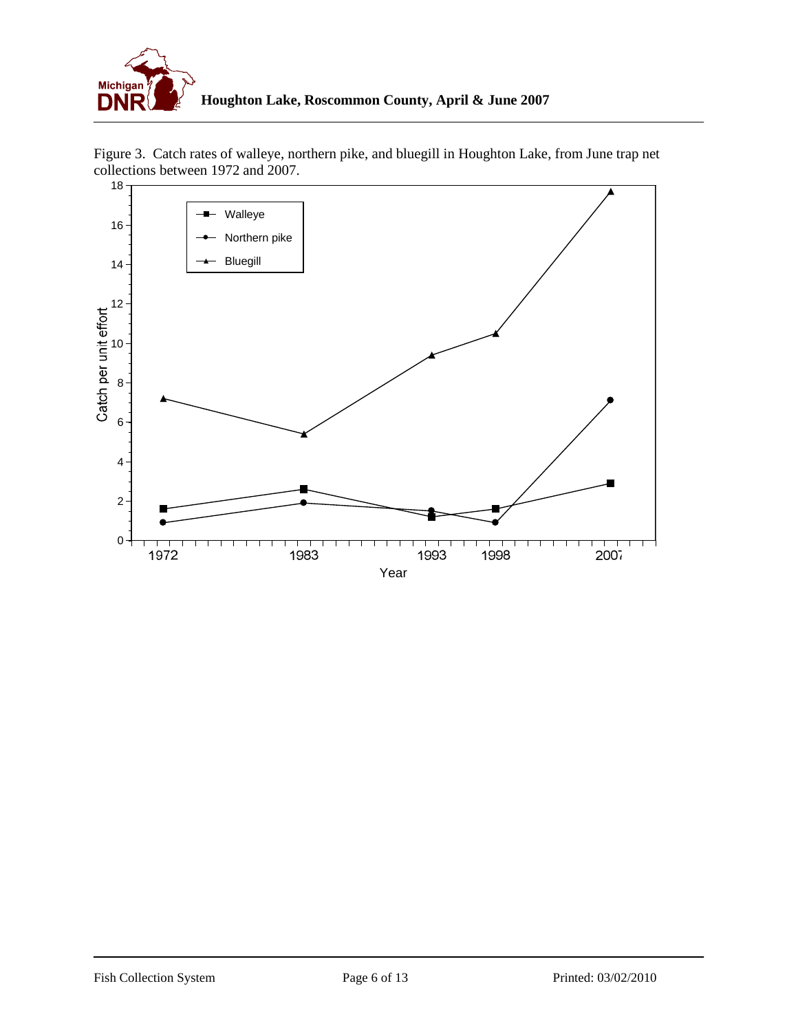Figure 3. Catch rates of walleye, northern pike, and bluegill in Houghton Lake, from June trap net collections between 1972 and 2007.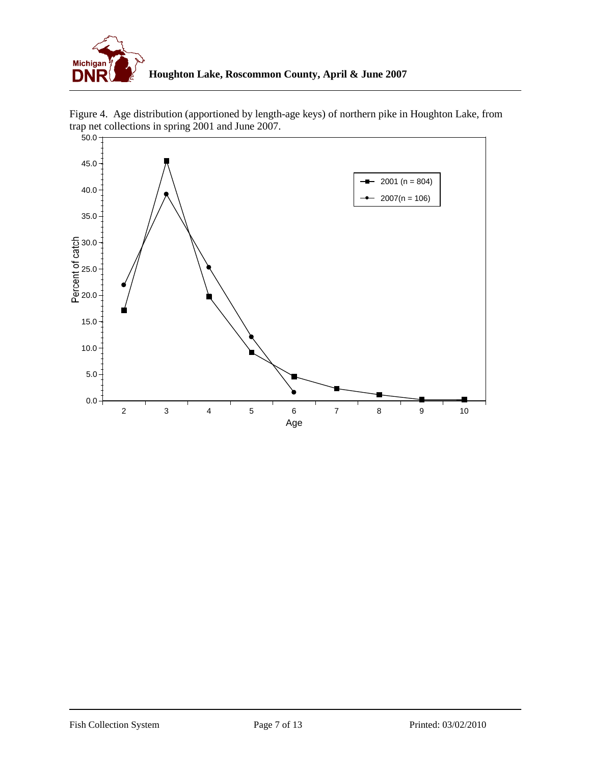Figure 4. Age distribution (apportioned by length-age keys) of northern pike in Houghton Lake, from trap net collections in spring 2001 and June 2007.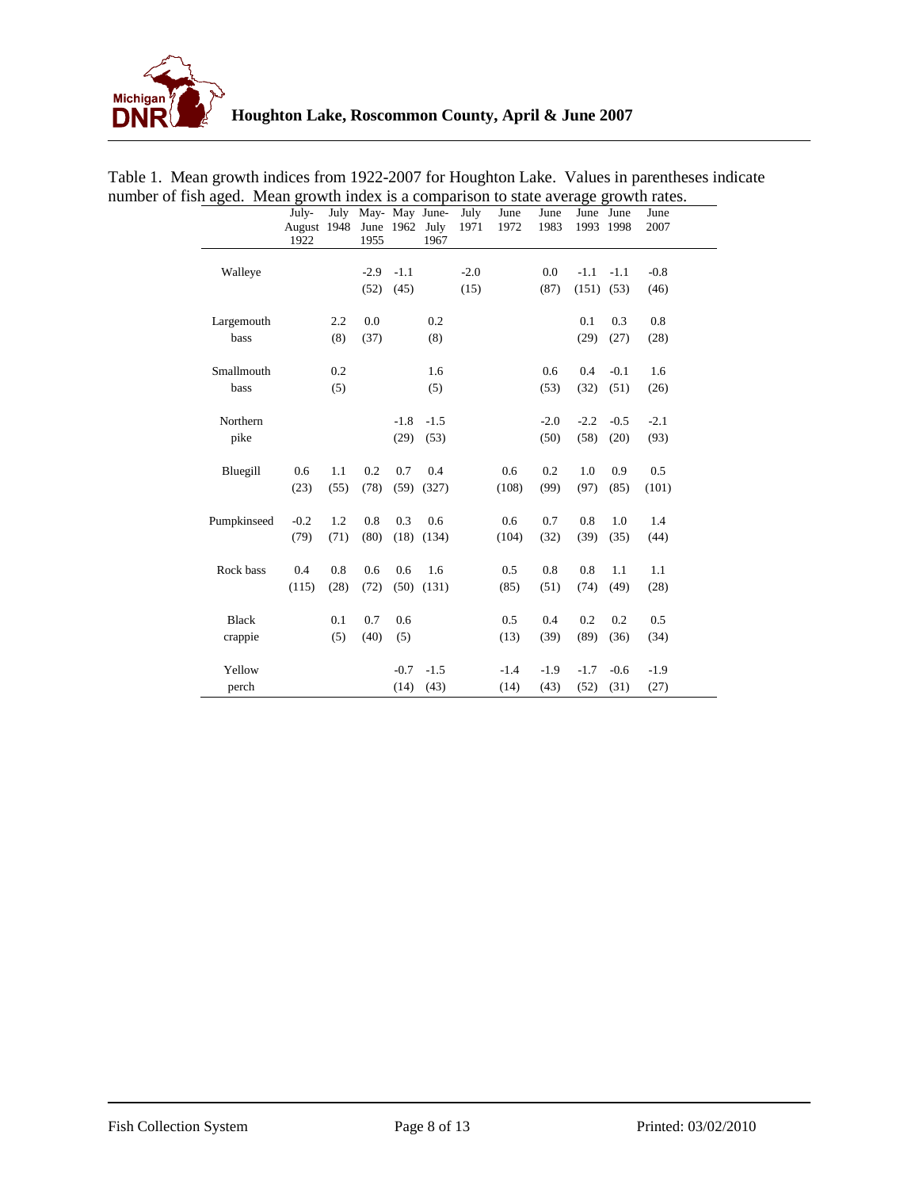Table 1. Mean growth indices from 1922-2007 for Houghton Lake. Values in parentheses indicate number of fish aged. Mean growth index is a comparison to state average growth rates.

| | July-August 1922 | July 1948 | May-June 1955 | May 1962 | June-July 1967 | July 1971 | June 1972 | June 1983 | June 1993 | June 1998 | June 2007 |
|---|---|---|---|---|---|---|---|---|---|---|---|
| Walleye | | | -2.9 (52) | -1.1 (45) | | -2.0 (15) | | 0.0 (87) | -1.1 (151) | -1.1 (53) | -0.8 (46) |
| Largemouth bass | | 2.2 (8) | 0.0 (37) | | 0.2 (8) | | | | 0.1 (29) | 0.3 (27) | 0.8 (28) |
| Smallmouth bass | | 0.2 (5) | | | 1.6 (5) | | | 0.6 (53) | 0.4 (32) | -0.1 (51) | 1.6 (26) |
| Northern pike | | | | -1.8 (29) | -1.5 (53) | | | -2.0 (50) | -2.2 (58) | -0.5 (20) | -2.1 (93) |
| Bluegill | 0.6 (23) | 1.1 (55) | 0.2 (78) | 0.7 (59) | 0.4 (327) | | 0.6 (108) | 0.2 (99) | 1.0 (97) | 0.9 (85) | 0.5 (101) |
| Pumpkinseed | -0.2 (79) | 1.2 (71) | 0.8 (80) | 0.3 (18) | 0.6 (134) | | 0.6 (104) | 0.7 (32) | 0.8 (39) | 1.0 (35) | 1.4 (44) |
| Rock bass | 0.4 (115) | 0.8 (28) | 0.6 (72) | 0.6 (50) | 1.6 (131) | | 0.5 (85) | 0.8 (51) | 0.8 (74) | 1.1 (49) | 1.1 (28) |
| Black crappie | | 0.1 (5) | 0.7 (40) | 0.6 (5) | | | 0.5 (13) | 0.4 (39) | 0.2 (89) | 0.2 (36) | 0.5 (34) |
| Yellow perch | | | | -0.7 (14) | -1.5 (43) | | -1.4 (14) | -1.9 (43) | -1.7 (52) | -0.6 (31) | -1.9 (27) |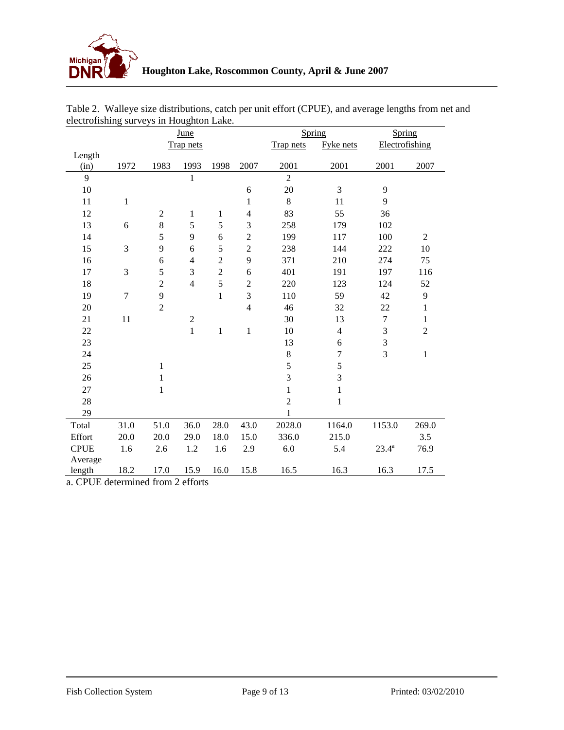Table 2. Walleye size distributions, catch per unit effort (CPUE), and average lengths from net and electrofishing surveys in Houghton Lake.

| | June | | | | | Spring | | Spring | |
|---|---|---|---|---|---|---|---|---|---|
| | Trap nets | | | | | Trap nets | Fyke nets | Electrofishing | |
| Length (in) | 1972 | 1983 | 1993 | 1998 | 2007 | 2001 | 2001 | 2001 | 2007 |
| 9 | | | 1 | | | 2 | | | |
| 10 | | | | | 6 | 20 | 3 | 9 | |
| 11 | 1 | | | | 1 | 8 | 11 | 9 | |
| 12 | | 2 | 1 | 1 | 4 | 83 | 55 | 36 | |
| 13 | 6 | 8 | 5 | 5 | 3 | 258 | 179 | 102 | |
| 14 | | 5 | 9 | 6 | 2 | 199 | 117 | 100 | 2 |
| 15 | 3 | 9 | 6 | 5 | 2 | 238 | 144 | 222 | 10 |
| 16 | | 6 | 4 | 2 | 9 | 371 | 210 | 274 | 75 |
| 17 | 3 | 5 | 3 | 2 | 6 | 401 | 191 | 197 | 116 |
| 18 | | 2 | 4 | 5 | 2 | 220 | 123 | 124 | 52 |
| 19 | 7 | 9 | | 1 | 3 | 110 | 59 | 42 | 9 |
| 20 | | 2 | | | 4 | 46 | 32 | 22 | 1 |
| 21 | 11 | | 2 | | | 30 | 13 | 7 | 1 |
| 22 | | | 1 | 1 | 1 | 10 | 4 | 3 | 2 |
| 23 | | | | | | 13 | 6 | 3 | |
| 24 | | | | | | 8 | 7 | 3 | 1 |
| 25 | | 1 | | | | 5 | 5 | | |
| 26 | | 1 | | | | 3 | 3 | | |
| 27 | | 1 | | | | 1 | 1 | | |
| 28 | | | | | | 2 | 1 | | |
| 29 | | | | | | 1 | | | |
| Total | 31.0 | 51.0 | 36.0 | 28.0 | 43.0 | 2028.0 | 1164.0 | 1153.0 | 269.0 |
| Effort | 20.0 | 20.0 | 29.0 | 18.0 | 15.0 | 336.0 | 215.0 | | 3.5 |
| CPUE | 1.6 | 2.6 | 1.2 | 1.6 | 2.9 | 6.0 | 5.4 | 23.4[a] | 76.9 |
| Average length | 18.2 | 17.0 | 15.9 | 16.0 | 15.8 | 16.5 | 16.3 | 16.3 | 17.5 |

a. CPUE determined from 2 efforts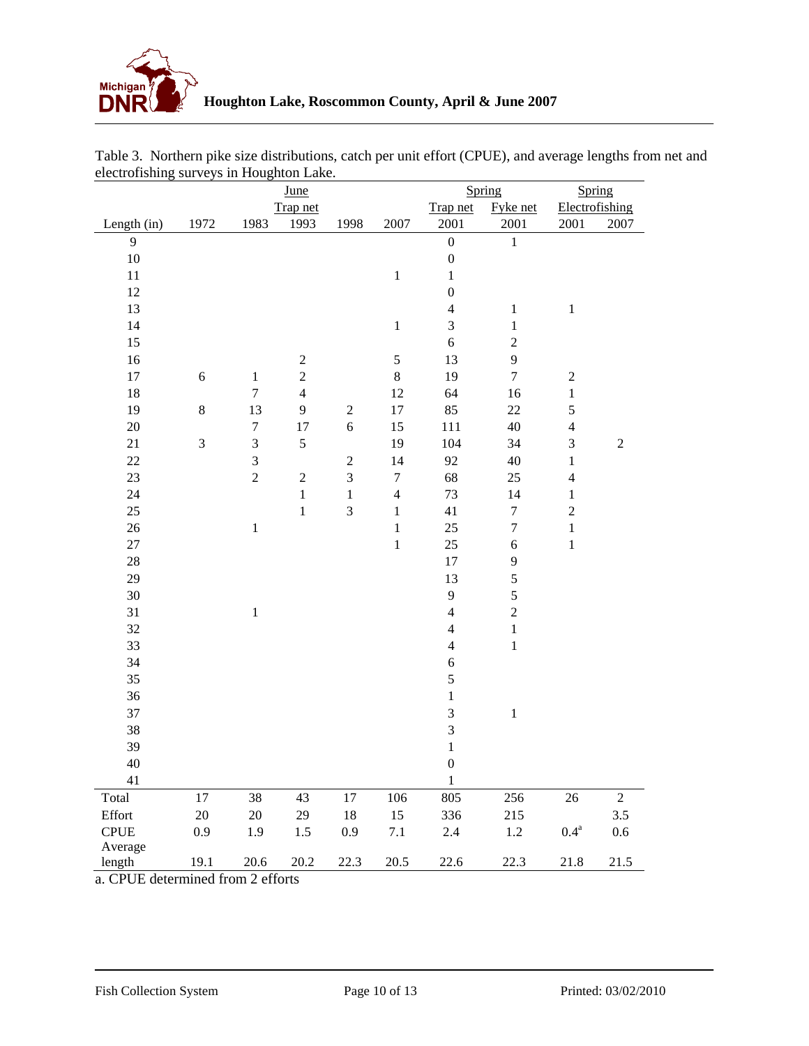Table 3. Northern pike size distributions, catch per unit effort (CPUE), and average lengths from net and electrofishing surveys in Houghton Lake.

| | June | | | | | Spring | | Spring | |
|---|---|---|---|---|---|---|---|---|---|
| | Trap net | | | | | Trap net | Fyke net | Electrofishing | |
| Length (in) | 1972 | 1983 | 1993 | 1998 | 2007 | 2001 | 2001 | 2001 | 2007 |
| 9 | | | | | | 0 | 1 | | |
| 10 | | | | | | 0 | | | |
| 11 | | | | | 1 | 1 | | | |
| 12 | | | | | | 0 | | | |
| 13 | | | | | | 4 | 1 | 1 | |
| 14 | | | | | 1 | 3 | 1 | | |
| 15 | | | | | | 6 | 2 | | |
| 16 | | | 2 | | 5 | 13 | 9 | | |
| 17 | 6 | 1 | 2 | | 8 | 19 | 7 | 2 | |
| 18 | | 7 | 4 | | 12 | 64 | 16 | 1 | |
| 19 | 8 | 13 | 9 | 2 | 17 | 85 | 22 | 5 | |
| 20 | | 7 | 17 | 6 | 15 | 111 | 40 | 4 | |
| 21 | 3 | 3 | 5 | | 19 | 104 | 34 | 3 | 2 |
| 22 | | 3 | | 2 | 14 | 92 | 40 | 1 | |
| 23 | | 2 | 2 | 3 | 7 | 68 | 25 | 4 | |
| 24 | | | 1 | 1 | 4 | 73 | 14 | 1 | |
| 25 | | | 1 | 3 | 1 | 41 | 7 | 2 | |
| 26 | | 1 | | | 1 | 25 | 7 | 1 | |
| 27 | | | | | 1 | 25 | 6 | 1 | |
| 28 | | | | | | 17 | 9 | | |
| 29 | | | | | | 13 | 5 | | |
| 30 | | | | | | 9 | 5 | | |
| 31 | | 1 | | | | 4 | 2 | | |
| 32 | | | | | | 4 | 1 | | |
| 33 | | | | | | 4 | 1 | | |
| 34 | | | | | | 6 | | | |
| 35 | | | | | | 5 | | | |
| 36 | | | | | | 1 | | | |
| 37 | | | | | | 3 | 1 | | |
| 38 | | | | | | 3 | | | |
| 39 | | | | | | 1 | | | |
| 40 | | | | | | 0 | | | |
| 41 | | | | | | 1 | | | |
| Total | 17 | 38 | 43 | 17 | 106 | 805 | 256 | 26 | 2 |
| Effort | 20 | 20 | 29 | 18 | 15 | 336 | 215 | | 3.5 |
| CPUE | 0.9 | 1.9 | 1.5 | 0.9 | 7.1 | 2.4 | 1.2 | 0.4[a] | 0.6 |
| Average length | 19.1 | 20.6 | 20.2 | 22.3 | 20.5 | 22.6 | 22.3 | 21.8 | 21.5 |

a. CPUE determined from 2 efforts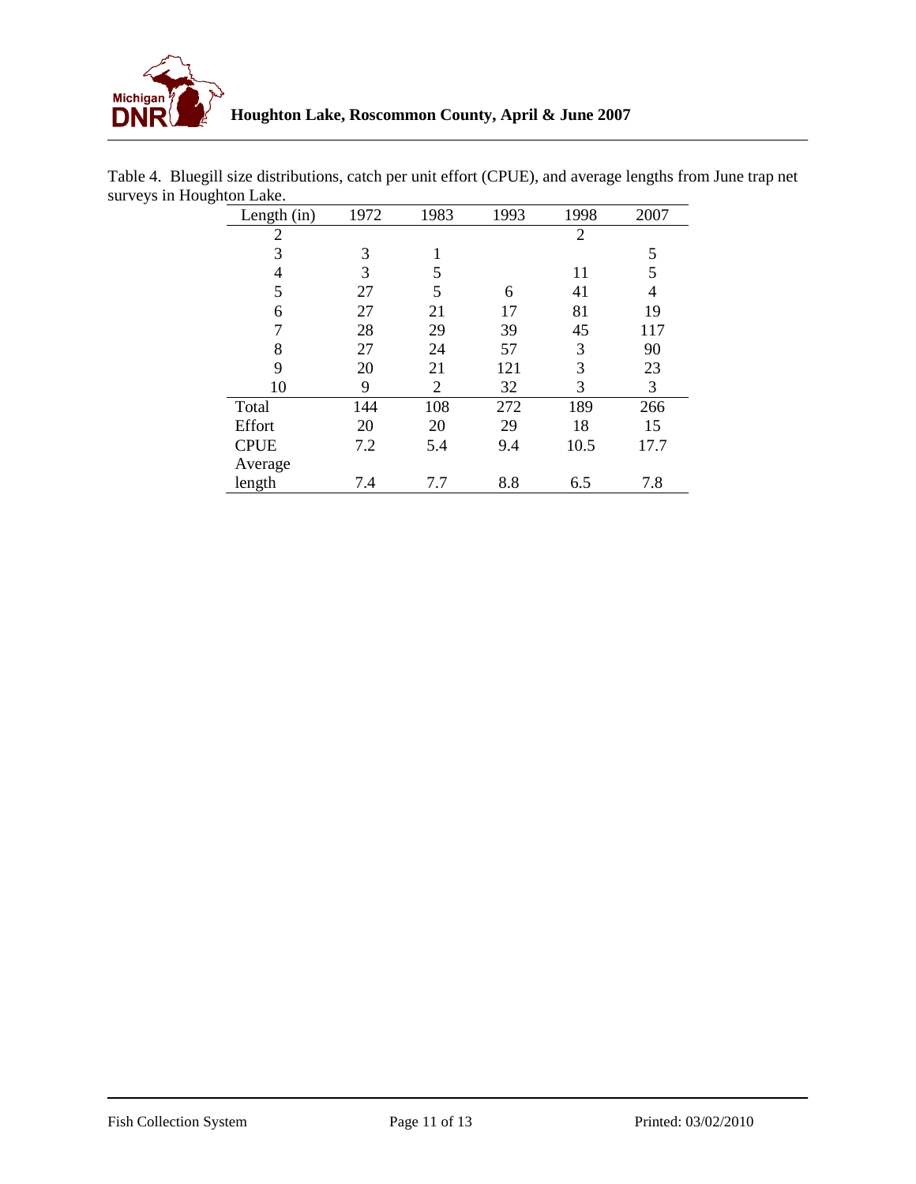Table 4. Bluegill size distributions, catch per unit effort (CPUE), and average lengths from June trap net surveys in Houghton Lake.

| Length (in) | 1972 | 1983 | 1993 | 1998 | 2007 |
|---|---|---|---|---|---|
| 2 | | | | 2 | |
| 3 | 3 | 1 | | | 5 |
| 4 | 3 | 5 | | 11 | 5 |
| 5 | 27 | 5 | 6 | 41 | 4 |
| 6 | 27 | 21 | 17 | 81 | 19 |
| 7 | 28 | 29 | 39 | 45 | 117 |
| 8 | 27 | 24 | 57 | 3 | 90 |
| 9 | 20 | 21 | 121 | 3 | 23 |
| 10 | 9 | 2 | 32 | 3 | 3 |
| Total | 144 | 108 | 272 | 189 | 266 |
| Effort | 20 | 20 | 29 | 18 | 15 |
| CPUE | 7.2 | 5.4 | 9.4 | 10.5 | 17.7 |
| Average length | 7.4 | 7.7 | 8.8 | 6.5 | 7.8 |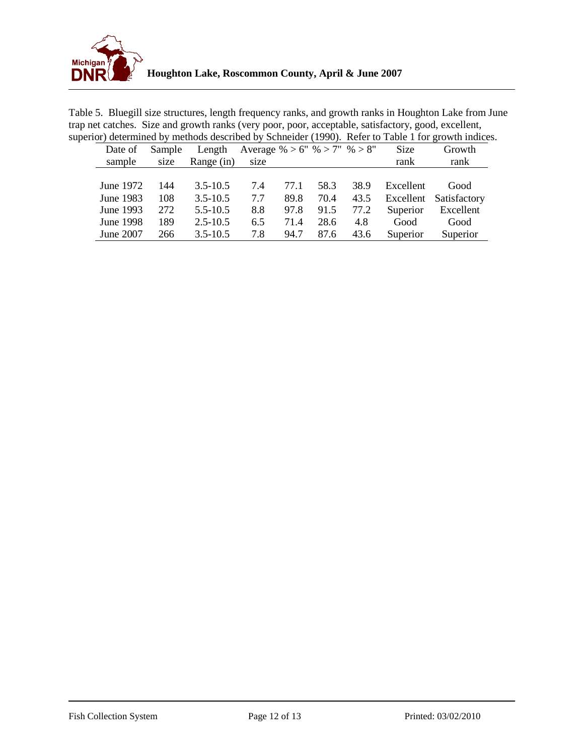Table 5. Bluegill size structures, length frequency ranks, and growth ranks in Houghton Lake from June trap net catches. Size and growth ranks (very poor, poor, acceptable, satisfactory, good, excellent, superior) determined by methods described by Schneider (1990). Refer to Table 1 for growth indices.

| Date of sample | Sample size | Length Range (in) | Average size | % > 6" | % > 7" | % > 8" | Size rank | Growth rank |
|---|---|---|---|---|---|---|---|---|
| June 1972 | 144 | 3.5-10.5 | 7.4 | 77.1 | 58.3 | 38.9 | Excellent | Good |
| June 1983 | 108 | 3.5-10.5 | 7.7 | 89.8 | 70.4 | 43.5 | Excellent | Satisfactory |
| June 1993 | 272 | 5.5-10.5 | 8.8 | 97.8 | 91.5 | 77.2 | Superior | Excellent |
| June 1998 | 189 | 2.5-10.5 | 6.5 | 71.4 | 28.6 | 4.8 | Good | Good |
| June 2007 | 266 | 3.5-10.5 | 7.8 | 94.7 | 87.6 | 43.6 | Superior | Superior |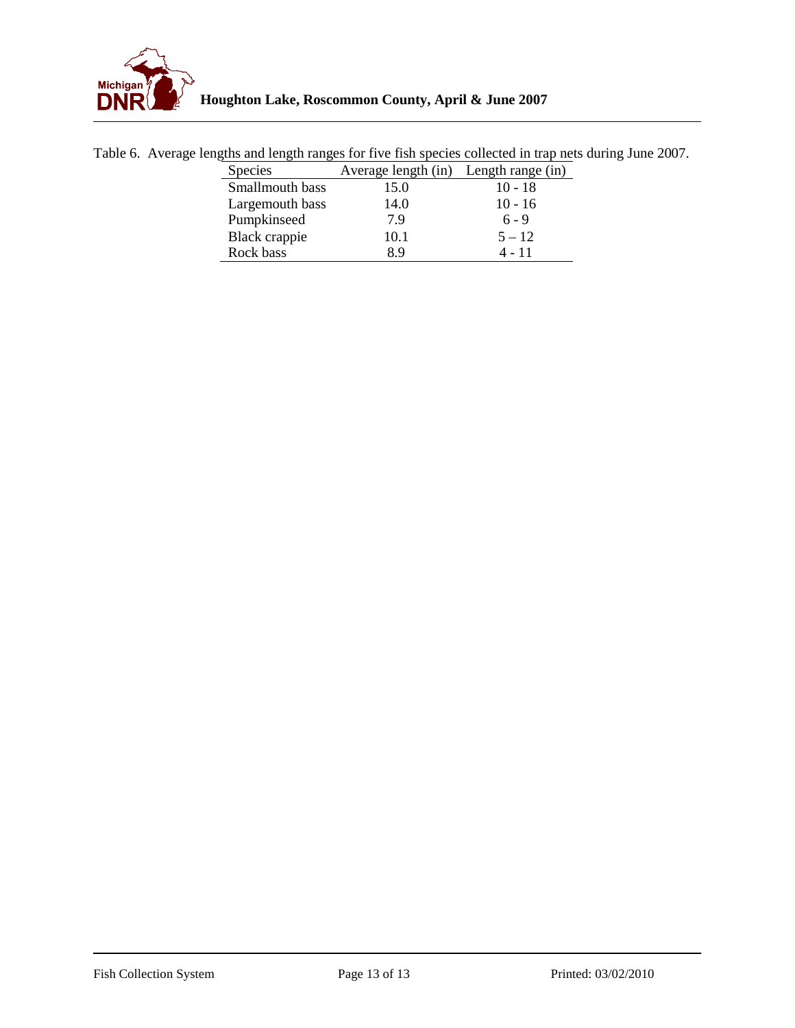Table 6. Average lengths and length ranges for five fish species collected in trap nets during June 2007.

| Species | Average length (in) | Length range (in) |
|---|---|---|
| Smallmouth bass | 15.0 | 10 - 18 |
| Largemouth bass | 14.0 | 10 - 16 |
| Pumpkinseed | 7.9 | 6 - 9 |
| Black crappie | 10.1 | 5 – 12 |
| Rock bass | 8.9 | 4 - 11 |